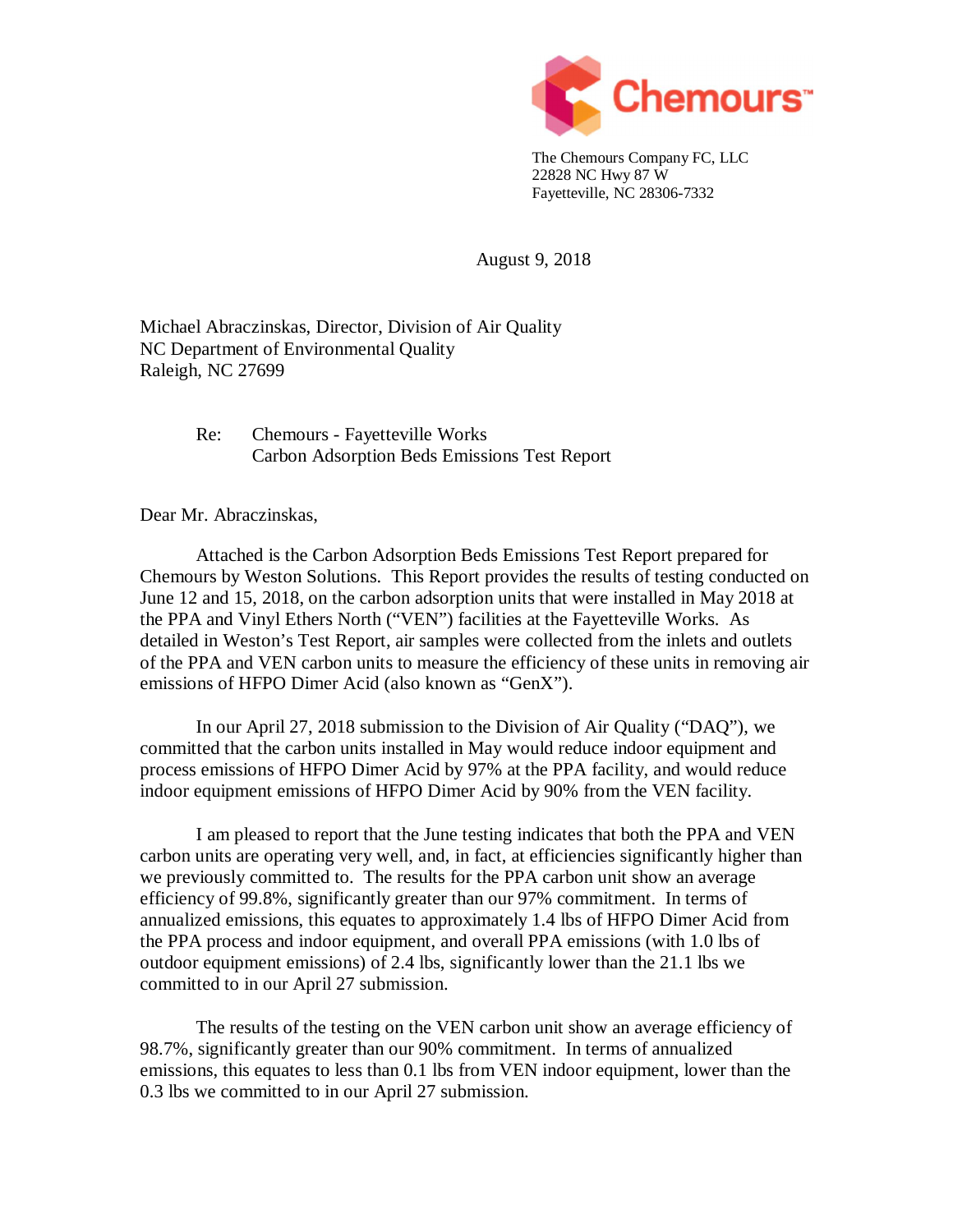Chemours™

The Chemours Company FC, LLC
22828 NC Hwy 87 W
Fayetteville, NC 28306-7332

August 9, 2018

Michael Abraczinskas, Director, Division of Air Quality
NC Department of Environmental Quality
Raleigh, NC 27699

Re: Chemours - Fayetteville Works
Carbon Adsorption Beds Emissions Test Report

Dear Mr. Abraczinskas,

Attached is the Carbon Adsorption Beds Emissions Test Report prepared for Chemours by Weston Solutions. This Report provides the results of testing conducted on June 12 and 15, 2018, on the carbon adsorption units that were installed in May 2018 at the PPA and Vinyl Ethers North ("VEN") facilities at the Fayetteville Works. As detailed in Weston's Test Report, air samples were collected from the inlets and outlets of the PPA and VEN carbon units to measure the efficiency of these units in removing air emissions of HFPO Dimer Acid (also known as "GenX").

In our April 27, 2018 submission to the Division of Air Quality ("DAQ"), we committed that the carbon units installed in May would reduce indoor equipment and process emissions of HFPO Dimer Acid by 97% at the PPA facility, and would reduce indoor equipment emissions of HFPO Dimer Acid by 90% from the VEN facility.

I am pleased to report that the June testing indicates that both the PPA and VEN carbon units are operating very well, and, in fact, at efficiencies significantly higher than we previously committed to. The results for the PPA carbon unit show an average efficiency of 99.8%, significantly greater than our 97% commitment. In terms of annualized emissions, this equates to approximately 1.4 lbs of HFPO Dimer Acid from the PPA process and indoor equipment, and overall PPA emissions (with 1.0 lbs of outdoor equipment emissions) of 2.4 lbs, significantly lower than the 21.1 lbs we committed to in our April 27 submission.

The results of the testing on the VEN carbon unit show an average efficiency of 98.7%, significantly greater than our 90% commitment. In terms of annualized emissions, this equates to less than 0.1 lbs from VEN indoor equipment, lower than the 0.3 lbs we committed to in our April 27 submission.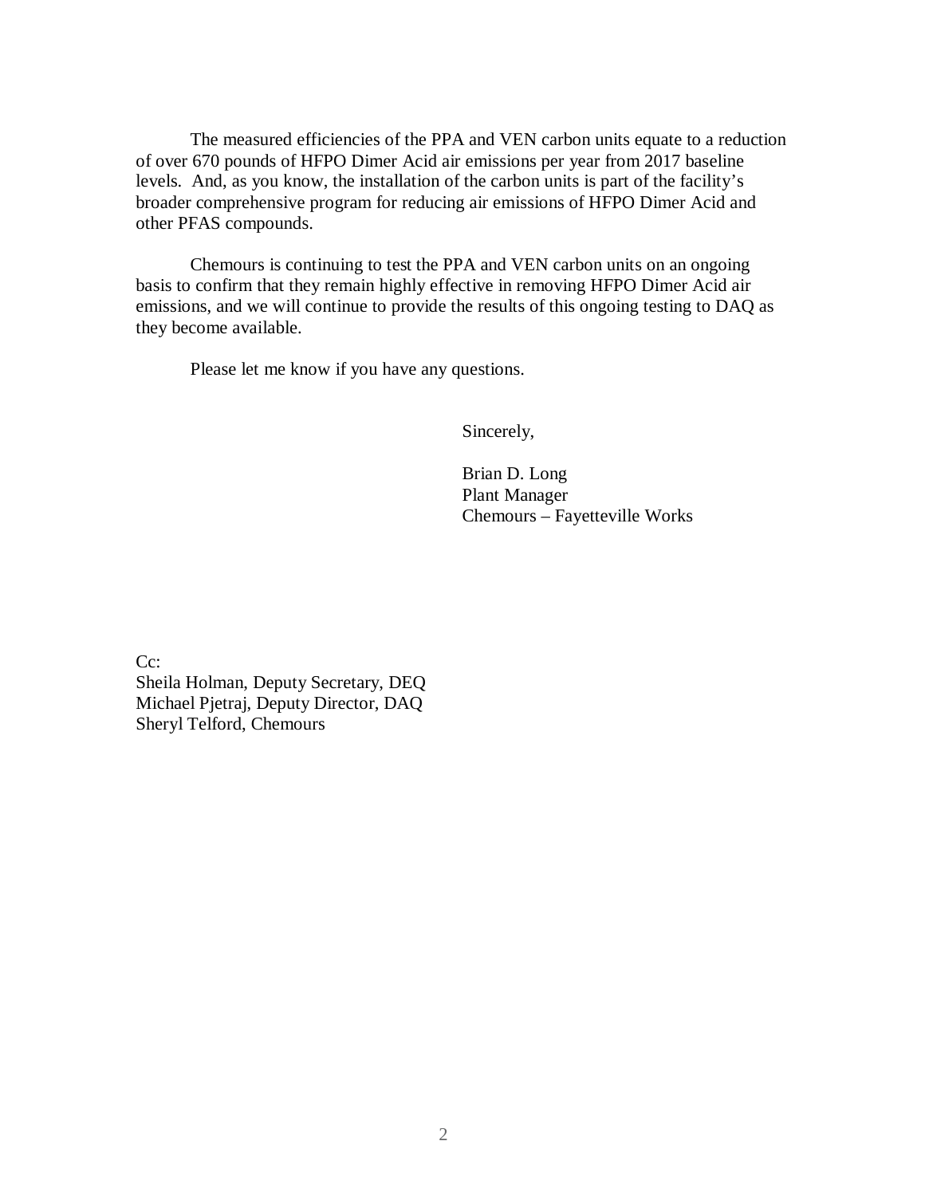The measured efficiencies of the PPA and VEN carbon units equate to a reduction of over 670 pounds of HFPO Dimer Acid air emissions per year from 2017 baseline levels. And, as you know, the installation of the carbon units is part of the facility's broader comprehensive program for reducing air emissions of HFPO Dimer Acid and other PFAS compounds.

Chemours is continuing to test the PPA and VEN carbon units on an ongoing basis to confirm that they remain highly effective in removing HFPO Dimer Acid air emissions, and we will continue to provide the results of this ongoing testing to DAQ as they become available.

Please let me know if you have any questions.

Sincerely,

Brian D. Long  
Plant Manager  
Chemours – Fayetteville Works

Cc:  
Sheila Holman, Deputy Secretary, DEQ  
Michael Pjetraj, Deputy Director, DAQ  
Sheryl Telford, Chemours